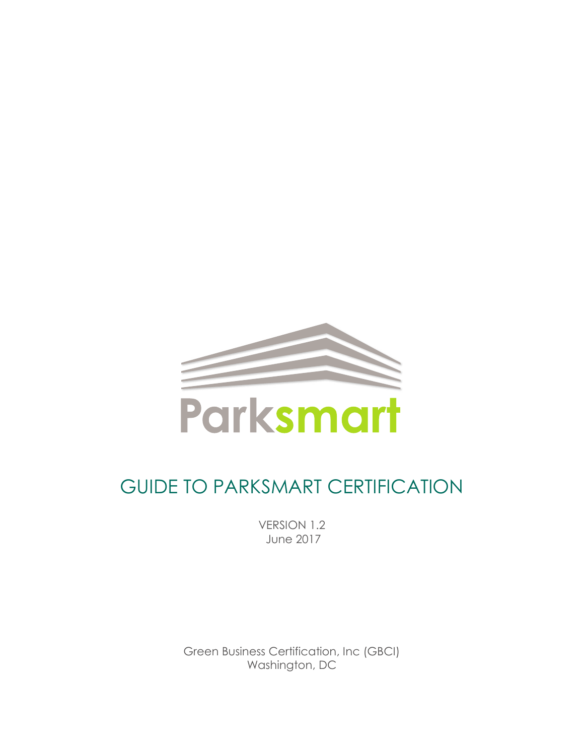Parksmart

# GUIDE TO PARKSMART CERTIFICATION

VERSION 1.2
June 2017

Green Business Certification, Inc (GBCI)
Washington, DC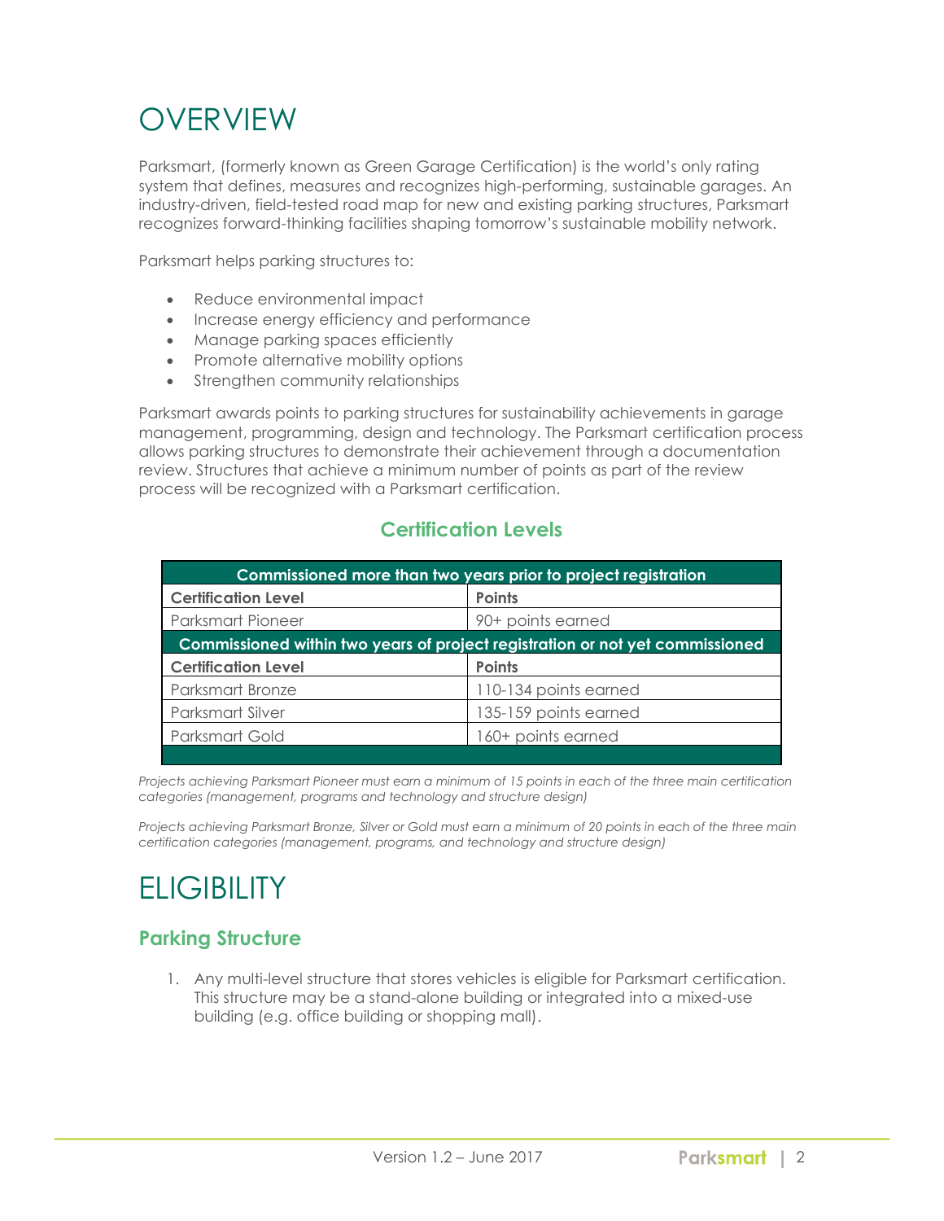# OVERVIEW

Parksmart, (formerly known as Green Garage Certification) is the world's only rating system that defines, measures and recognizes high-performing, sustainable garages. An industry-driven, field-tested road map for new and existing parking structures, Parksmart recognizes forward-thinking facilities shaping tomorrow's sustainable mobility network.

Parksmart helps parking structures to:

- Reduce environmental impact
- Increase energy efficiency and performance
- Manage parking spaces efficiently
- Promote alternative mobility options
- Strengthen community relationships

Parksmart awards points to parking structures for sustainability achievements in garage management, programming, design and technology. The Parksmart certification process allows parking structures to demonstrate their achievement through a documentation review. Structures that achieve a minimum number of points as part of the review process will be recognized with a Parksmart certification.

## Certification Levels

| Commissioned more than two years prior to project registration | |
|---|---|
| **Certification Level** | **Points** |
| Parksmart Pioneer | 90+ points earned |
| **Commissioned within two years of project registration or not yet commissioned** | |
| **Certification Level** | **Points** |
| Parksmart Bronze | 110-134 points earned |
| Parksmart Silver | 135-159 points earned |
| Parksmart Gold | 160+ points earned |

*Projects achieving Parksmart Pioneer must earn a minimum of 15 points in each of the three main certification categories (management, programs and technology and structure design)*

*Projects achieving Parksmart Bronze, Silver or Gold must earn a minimum of 20 points in each of the three main certification categories (management, programs, and technology and structure design)*

# ELIGIBILITY

## Parking Structure

1. Any multi-level structure that stores vehicles is eligible for Parksmart certification. This structure may be a stand-alone building or integrated into a mixed-use building (e.g. office building or shopping mall).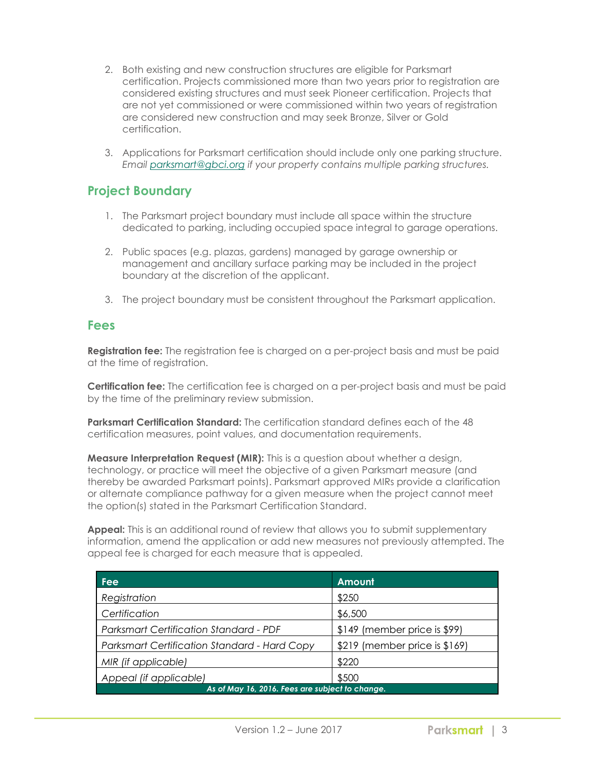2. Both existing and new construction structures are eligible for Parksmart certification. Projects commissioned more than two years prior to registration are considered existing structures and must seek Pioneer certification. Projects that are not yet commissioned or were commissioned within two years of registration are considered new construction and may seek Bronze, Silver or Gold certification.

3. Applications for Parksmart certification should include only one parking structure. *Email [parksmart@gbci.org](mailto:parksmart@gbci.org) if your property contains multiple parking structures.*

## Project Boundary

1. The Parksmart project boundary must include all space within the structure dedicated to parking, including occupied space integral to garage operations.

2. Public spaces (e.g. plazas, gardens) managed by garage ownership or management and ancillary surface parking may be included in the project boundary at the discretion of the applicant.

3. The project boundary must be consistent throughout the Parksmart application.

## Fees

**Registration fee:** The registration fee is charged on a per-project basis and must be paid at the time of registration.

**Certification fee:** The certification fee is charged on a per-project basis and must be paid by the time of the preliminary review submission.

**Parksmart Certification Standard:** The certification standard defines each of the 48 certification measures, point values, and documentation requirements.

**Measure Interpretation Request (MIR):** This is a question about whether a design, technology, or practice will meet the objective of a given Parksmart measure (and thereby be awarded Parksmart points). Parksmart approved MIRs provide a clarification or alternate compliance pathway for a given measure when the project cannot meet the option(s) stated in the Parksmart Certification Standard.

**Appeal:** This is an additional round of review that allows you to submit supplementary information, amend the application or add new measures not previously attempted. The appeal fee is charged for each measure that is appealed.

| Fee | Amount |
|---|---|
| *Registration* | $250 |
| *Certification* | $6,500 |
| *Parksmart Certification Standard - PDF* | $149 (member price is $99) |
| *Parksmart Certification Standard - Hard Copy* | $219 (member price is $169) |
| *MIR (if applicable)* | $220 |
| *Appeal (if applicable)* | $500 |

***As of May 16, 2016. Fees are subject to change.***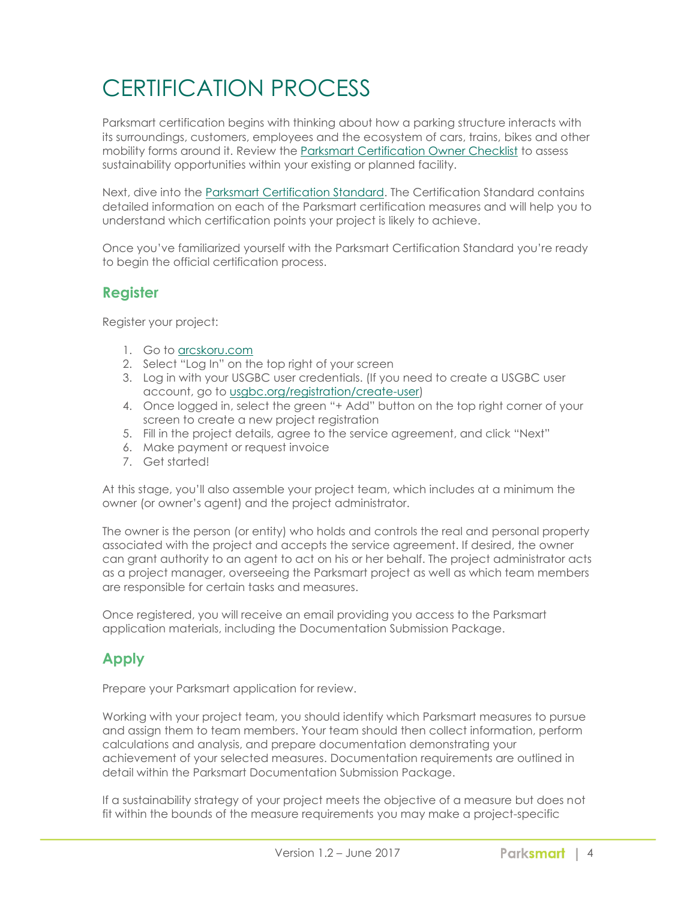# CERTIFICATION PROCESS

Parksmart certification begins with thinking about how a parking structure interacts with its surroundings, customers, employees and the ecosystem of cars, trains, bikes and other mobility forms around it. Review the Parksmart Certification Owner Checklist to assess sustainability opportunities within your existing or planned facility.

Next, dive into the Parksmart Certification Standard. The Certification Standard contains detailed information on each of the Parksmart certification measures and will help you to understand which certification points your project is likely to achieve.

Once you've familiarized yourself with the Parksmart Certification Standard you're ready to begin the official certification process.

## Register

Register your project:

1. Go to arcskoru.com
2. Select "Log In" on the top right of your screen
3. Log in with your USGBC user credentials. (If you need to create a USGBC user account, go to usgbc.org/registration/create-user)
4. Once logged in, select the green "+ Add" button on the top right corner of your screen to create a new project registration
5. Fill in the project details, agree to the service agreement, and click "Next"
6. Make payment or request invoice
7. Get started!

At this stage, you'll also assemble your project team, which includes at a minimum the owner (or owner's agent) and the project administrator.

The owner is the person (or entity) who holds and controls the real and personal property associated with the project and accepts the service agreement. If desired, the owner can grant authority to an agent to act on his or her behalf. The project administrator acts as a project manager, overseeing the Parksmart project as well as which team members are responsible for certain tasks and measures.

Once registered, you will receive an email providing you access to the Parksmart application materials, including the Documentation Submission Package.

## Apply

Prepare your Parksmart application for review.

Working with your project team, you should identify which Parksmart measures to pursue and assign them to team members. Your team should then collect information, perform calculations and analysis, and prepare documentation demonstrating your achievement of your selected measures. Documentation requirements are outlined in detail within the Parksmart Documentation Submission Package.

If a sustainability strategy of your project meets the objective of a measure but does not fit within the bounds of the measure requirements you may make a project-specific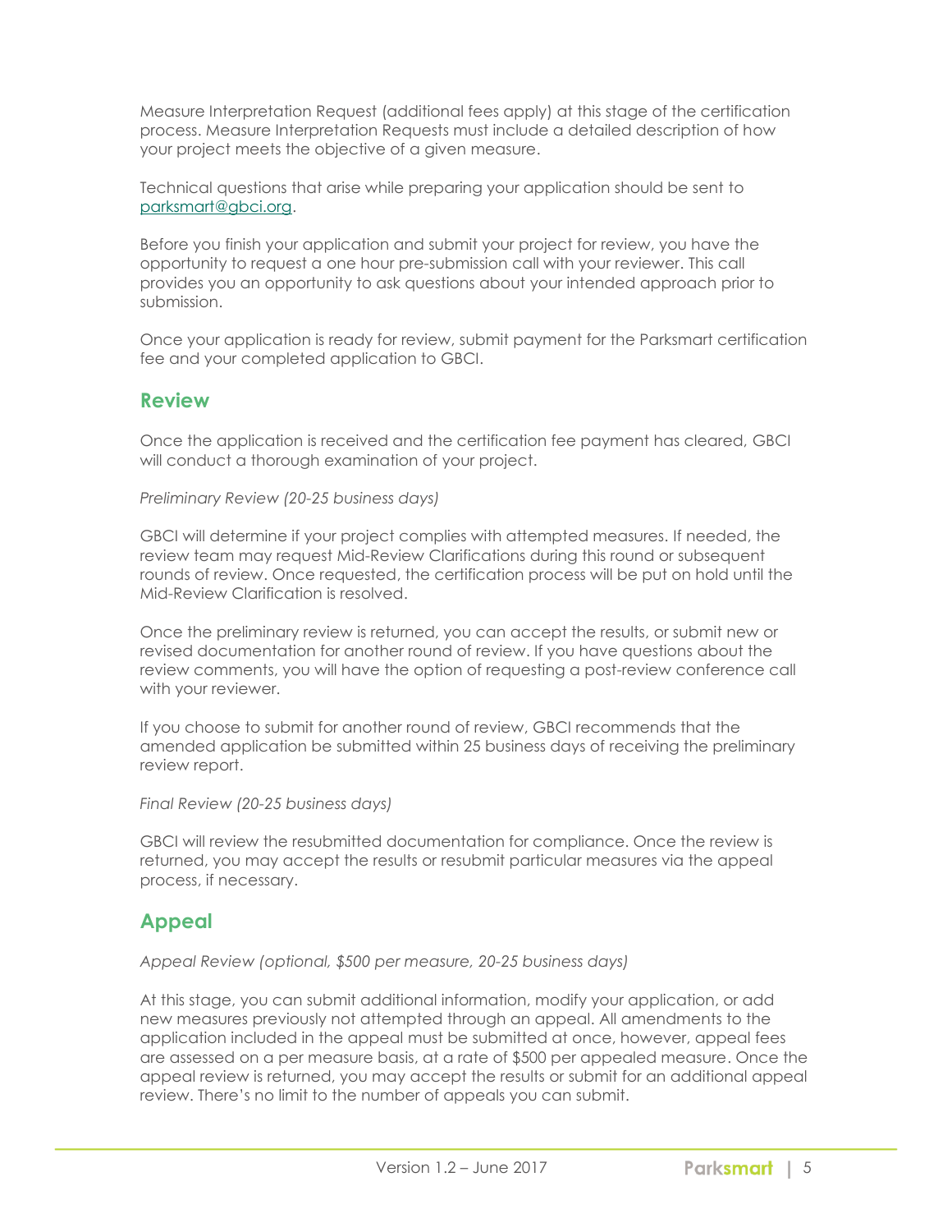Measure Interpretation Request (additional fees apply) at this stage of the certification process. Measure Interpretation Requests must include a detailed description of how your project meets the objective of a given measure.

Technical questions that arise while preparing your application should be sent to parksmart@gbci.org.

Before you finish your application and submit your project for review, you have the opportunity to request a one hour pre-submission call with your reviewer. This call provides you an opportunity to ask questions about your intended approach prior to submission.

Once your application is ready for review, submit payment for the Parksmart certification fee and your completed application to GBCI.

## Review

Once the application is received and the certification fee payment has cleared, GBCI will conduct a thorough examination of your project.

*Preliminary Review (20-25 business days)*

GBCI will determine if your project complies with attempted measures. If needed, the review team may request Mid-Review Clarifications during this round or subsequent rounds of review. Once requested, the certification process will be put on hold until the Mid-Review Clarification is resolved.

Once the preliminary review is returned, you can accept the results, or submit new or revised documentation for another round of review. If you have questions about the review comments, you will have the option of requesting a post-review conference call with your reviewer.

If you choose to submit for another round of review, GBCI recommends that the amended application be submitted within 25 business days of receiving the preliminary review report.

*Final Review (20-25 business days)*

GBCI will review the resubmitted documentation for compliance. Once the review is returned, you may accept the results or resubmit particular measures via the appeal process, if necessary.

## Appeal

*Appeal Review (optional, $500 per measure, 20-25 business days)*

At this stage, you can submit additional information, modify your application, or add new measures previously not attempted through an appeal. All amendments to the application included in the appeal must be submitted at once, however, appeal fees are assessed on a per measure basis, at a rate of $500 per appealed measure. Once the appeal review is returned, you may accept the results or submit for an additional appeal review. There's no limit to the number of appeals you can submit.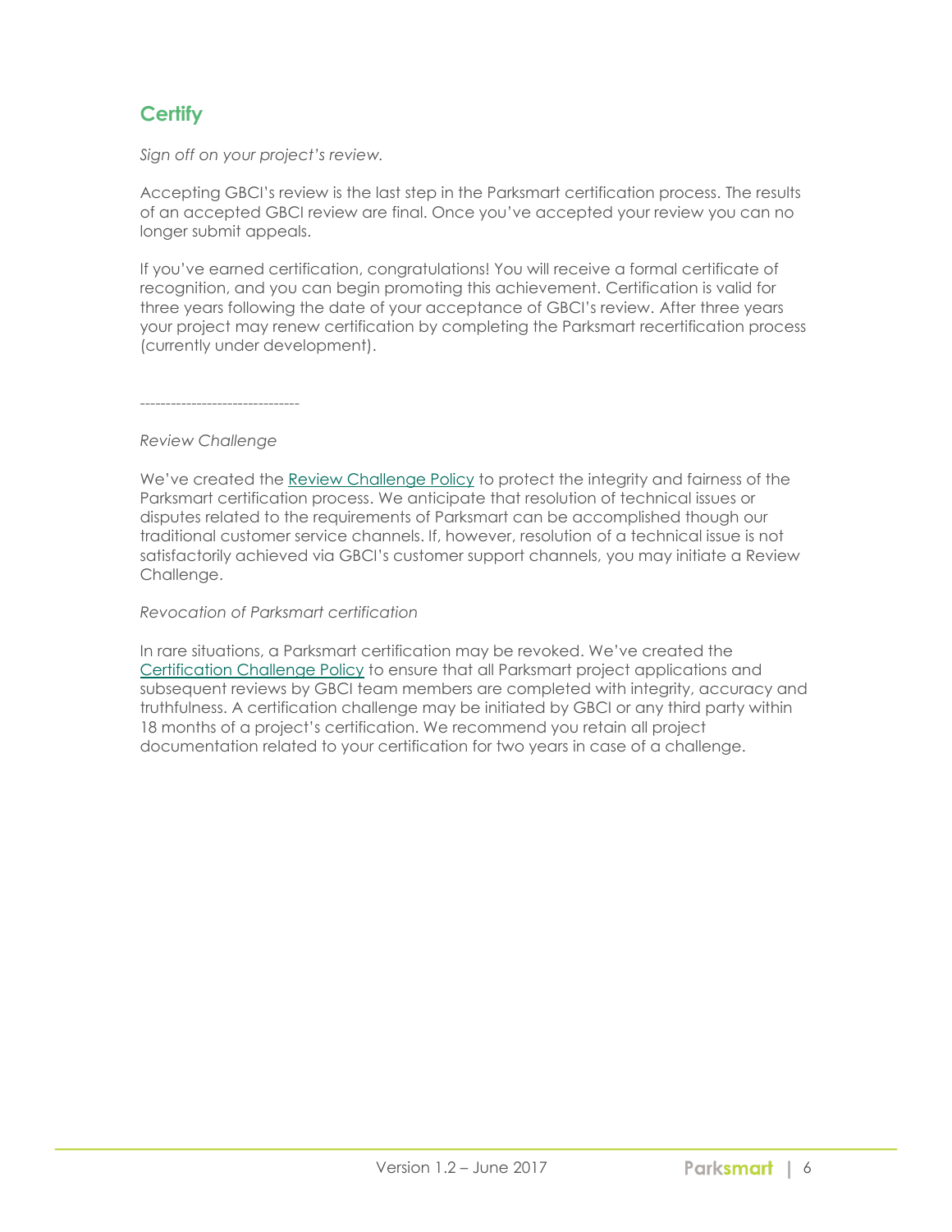## Certify

*Sign off on your project's review.*

Accepting GBCI's review is the last step in the Parksmart certification process. The results of an accepted GBCI review are final. Once you've accepted your review you can no longer submit appeals.

If you've earned certification, congratulations! You will receive a formal certificate of recognition, and you can begin promoting this achievement. Certification is valid for three years following the date of your acceptance of GBCI's review. After three years your project may renew certification by completing the Parksmart recertification process (currently under development).

------------------------------

*Review Challenge*

We've created the Review Challenge Policy to protect the integrity and fairness of the Parksmart certification process. We anticipate that resolution of technical issues or disputes related to the requirements of Parksmart can be accomplished though our traditional customer service channels. If, however, resolution of a technical issue is not satisfactorily achieved via GBCI's customer support channels, you may initiate a Review Challenge.

*Revocation of Parksmart certification*

In rare situations, a Parksmart certification may be revoked. We've created the Certification Challenge Policy to ensure that all Parksmart project applications and subsequent reviews by GBCI team members are completed with integrity, accuracy and truthfulness. A certification challenge may be initiated by GBCI or any third party within 18 months of a project's certification. We recommend you retain all project documentation related to your certification for two years in case of a challenge.